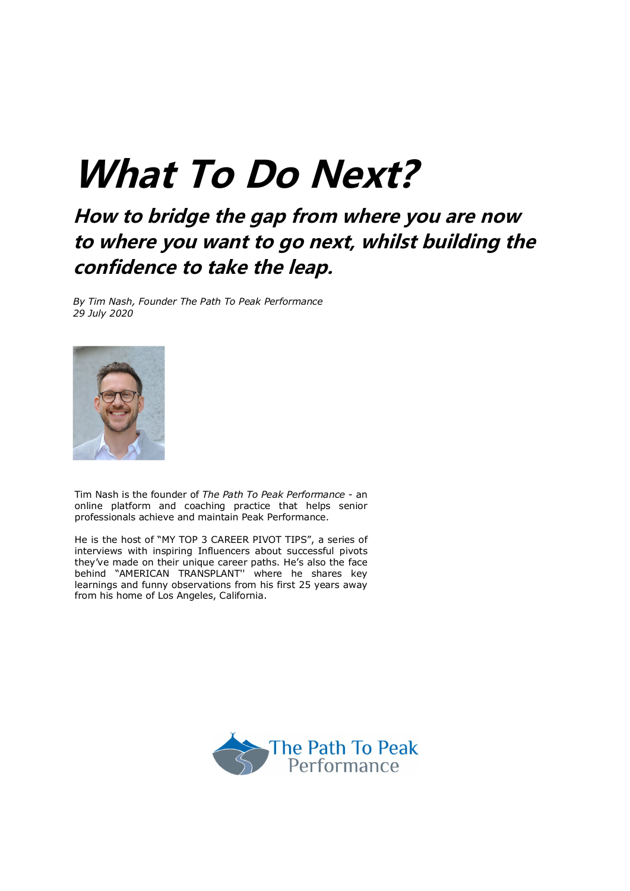# *What To Do Next?*

## *How to bridge the gap from where you are now to where you want to go next, whilst building the confidence to take the leap.*

*By Tim Nash, Founder The Path To Peak Performance*
*29 July 2020*

Tim Nash is the founder of *The Path To Peak Performance* - an online platform and coaching practice that helps senior professionals achieve and maintain Peak Performance.

He is the host of "MY TOP 3 CAREER PIVOT TIPS", a series of interviews with inspiring Influencers about successful pivots they've made on their unique career paths. He's also the face behind "AMERICAN TRANSPLANT'' where he shares key learnings and funny observations from his first 25 years away from his home of Los Angeles, California.

The Path To Peak Performance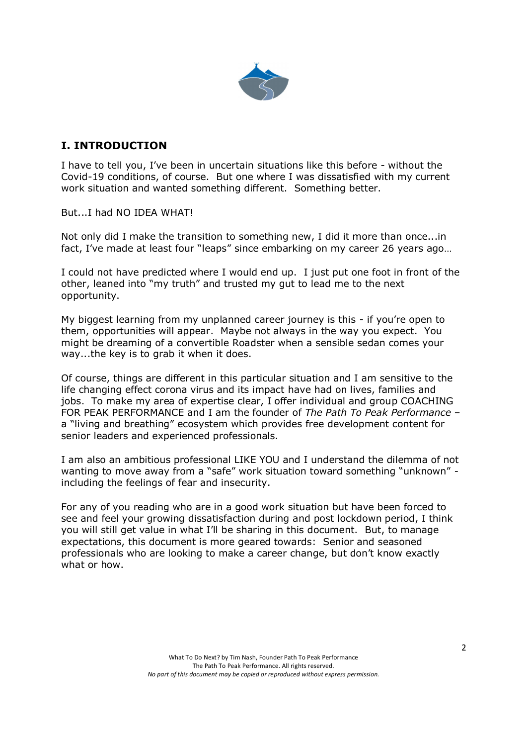## I. INTRODUCTION

I have to tell you, I've been in uncertain situations like this before - without the Covid-19 conditions, of course. But one where I was dissatisfied with my current work situation and wanted something different. Something better.

But...I had NO IDEA WHAT!

Not only did I make the transition to something new, I did it more than once...in fact, I've made at least four "leaps" since embarking on my career 26 years ago…

I could not have predicted where I would end up. I just put one foot in front of the other, leaned into "my truth" and trusted my gut to lead me to the next opportunity.

My biggest learning from my unplanned career journey is this - if you're open to them, opportunities will appear. Maybe not always in the way you expect. You might be dreaming of a convertible Roadster when a sensible sedan comes your way...the key is to grab it when it does.

Of course, things are different in this particular situation and I am sensitive to the life changing effect corona virus and its impact have had on lives, families and jobs. To make my area of expertise clear, I offer individual and group COACHING FOR PEAK PERFORMANCE and I am the founder of *The Path To Peak Performance* – a "living and breathing" ecosystem which provides free development content for senior leaders and experienced professionals.

I am also an ambitious professional LIKE YOU and I understand the dilemma of not wanting to move away from a "safe" work situation toward something "unknown" - including the feelings of fear and insecurity.

For any of you reading who are in a good work situation but have been forced to see and feel your growing dissatisfaction during and post lockdown period, I think you will still get value in what I'll be sharing in this document. But, to manage expectations, this document is more geared towards: Senior and seasoned professionals who are looking to make a career change, but don't know exactly what or how.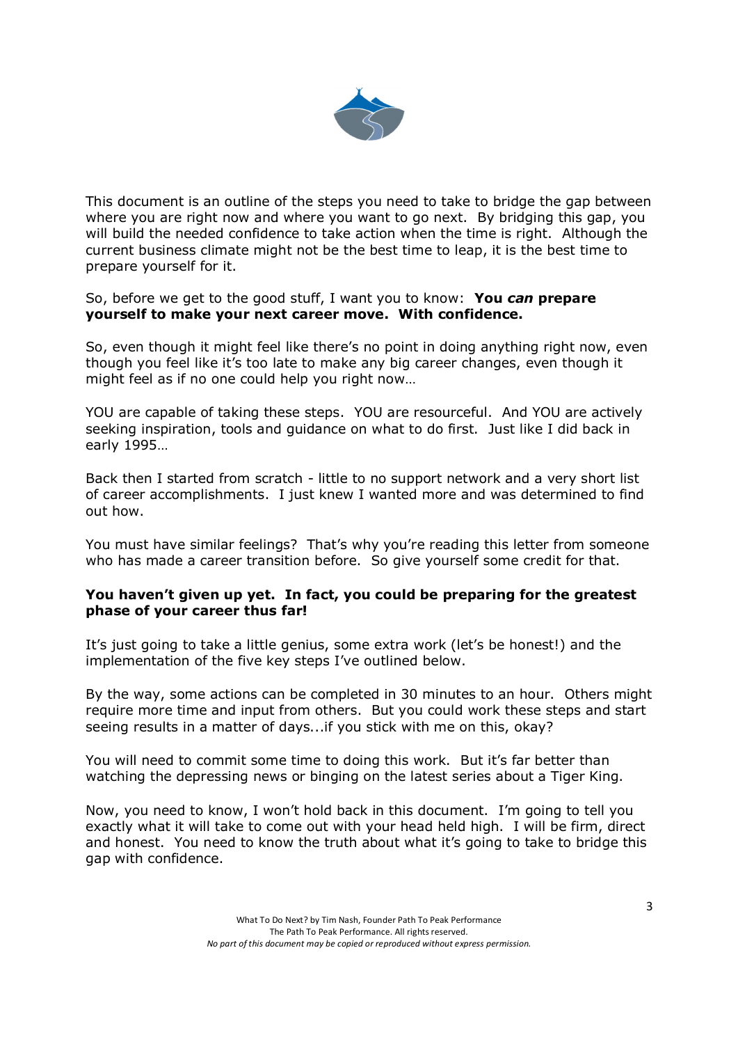This document is an outline of the steps you need to take to bridge the gap between where you are right now and where you want to go next. By bridging this gap, you will build the needed confidence to take action when the time is right. Although the current business climate might not be the best time to leap, it is the best time to prepare yourself for it.

So, before we get to the good stuff, I want you to know: **You *can* prepare yourself to make your next career move. With confidence.**

So, even though it might feel like there's no point in doing anything right now, even though you feel like it's too late to make any big career changes, even though it might feel as if no one could help you right now…

YOU are capable of taking these steps. YOU are resourceful. And YOU are actively seeking inspiration, tools and guidance on what to do first. Just like I did back in early 1995…

Back then I started from scratch - little to no support network and a very short list of career accomplishments. I just knew I wanted more and was determined to find out how.

You must have similar feelings? That's why you're reading this letter from someone who has made a career transition before. So give yourself some credit for that.

**You haven't given up yet. In fact, you could be preparing for the greatest phase of your career thus far!**

It's just going to take a little genius, some extra work (let's be honest!) and the implementation of the five key steps I've outlined below.

By the way, some actions can be completed in 30 minutes to an hour. Others might require more time and input from others. But you could work these steps and start seeing results in a matter of days...if you stick with me on this, okay?

You will need to commit some time to doing this work. But it's far better than watching the depressing news or binging on the latest series about a Tiger King.

Now, you need to know, I won't hold back in this document. I'm going to tell you exactly what it will take to come out with your head held high. I will be firm, direct and honest. You need to know the truth about what it's going to take to bridge this gap with confidence.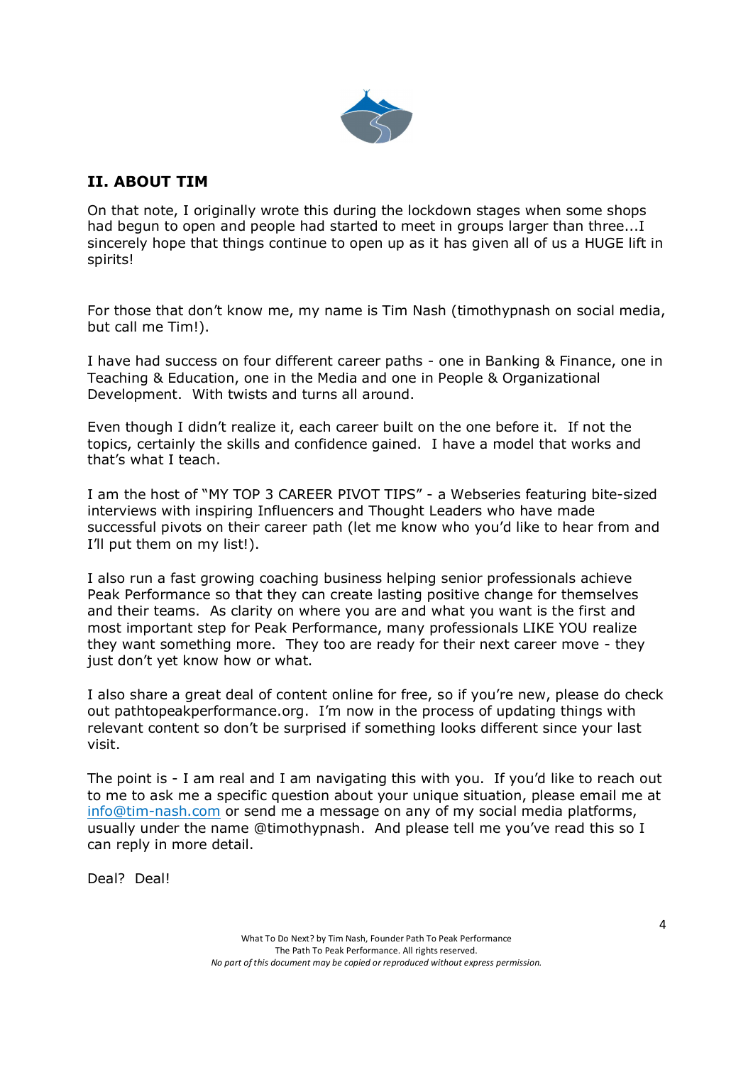## II. ABOUT TIM

On that note, I originally wrote this during the lockdown stages when some shops had begun to open and people had started to meet in groups larger than three...I sincerely hope that things continue to open up as it has given all of us a HUGE lift in spirits!

For those that don't know me, my name is Tim Nash (timothypnash on social media, but call me Tim!).

I have had success on four different career paths - one in Banking & Finance, one in Teaching & Education, one in the Media and one in People & Organizational Development. With twists and turns all around.

Even though I didn't realize it, each career built on the one before it. If not the topics, certainly the skills and confidence gained. I have a model that works and that's what I teach.

I am the host of "MY TOP 3 CAREER PIVOT TIPS" - a Webseries featuring bite-sized interviews with inspiring Influencers and Thought Leaders who have made successful pivots on their career path (let me know who you'd like to hear from and I'll put them on my list!).

I also run a fast growing coaching business helping senior professionals achieve Peak Performance so that they can create lasting positive change for themselves and their teams. As clarity on where you are and what you want is the first and most important step for Peak Performance, many professionals LIKE YOU realize they want something more. They too are ready for their next career move - they just don't yet know how or what.

I also share a great deal of content online for free, so if you're new, please do check out pathtopeakperformance.org. I'm now in the process of updating things with relevant content so don't be surprised if something looks different since your last visit.

The point is - I am real and I am navigating this with you. If you'd like to reach out to me to ask me a specific question about your unique situation, please email me at info@tim-nash.com or send me a message on any of my social media platforms, usually under the name @timothypnash. And please tell me you've read this so I can reply in more detail.

Deal? Deal!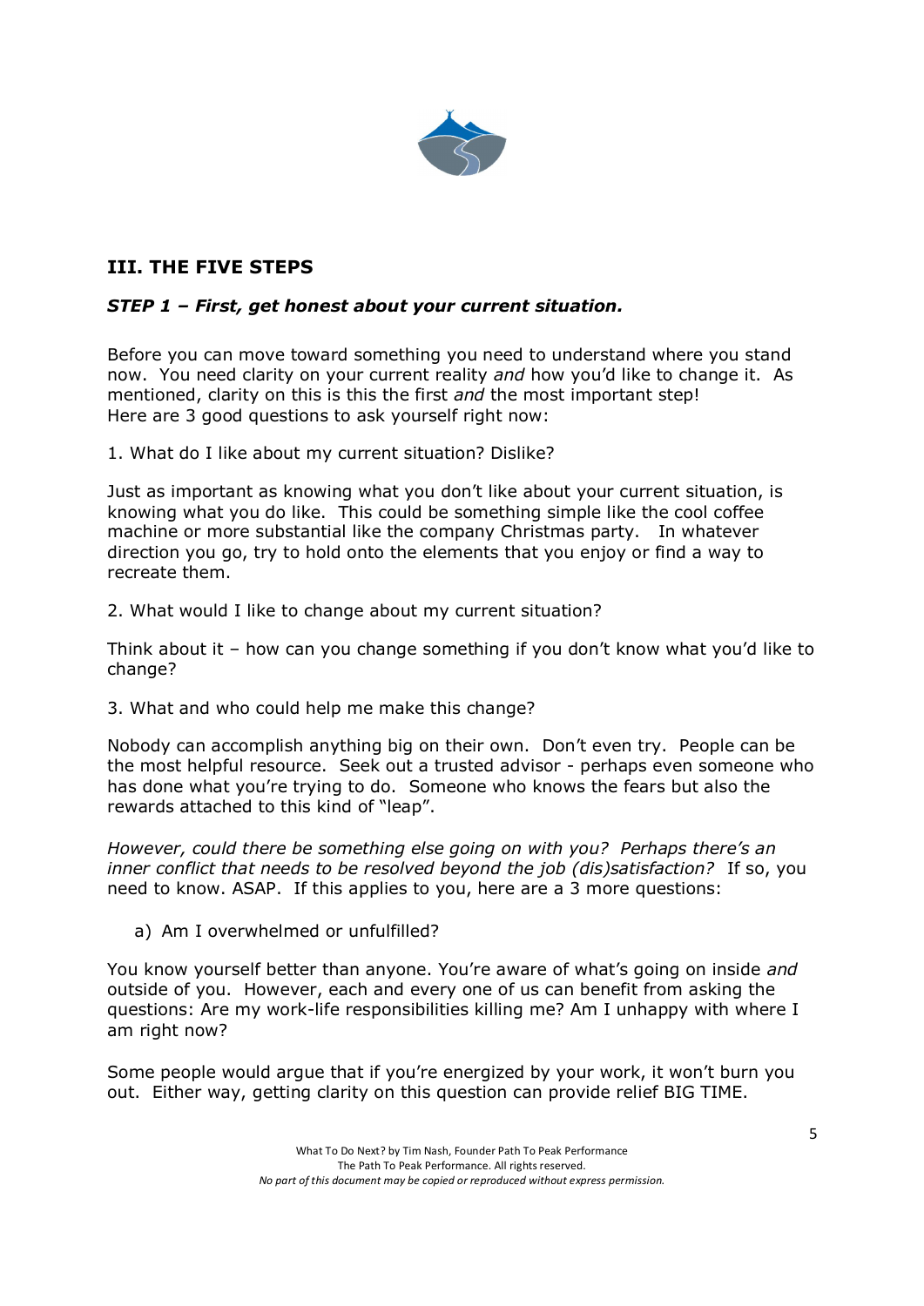## III. THE FIVE STEPS

### *STEP 1 – First, get honest about your current situation.*

Before you can move toward something you need to understand where you stand now. You need clarity on your current reality *and* how you'd like to change it. As mentioned, clarity on this is this the first *and* the most important step! Here are 3 good questions to ask yourself right now:

1. What do I like about my current situation? Dislike?

Just as important as knowing what you don't like about your current situation, is knowing what you do like. This could be something simple like the cool coffee machine or more substantial like the company Christmas party. In whatever direction you go, try to hold onto the elements that you enjoy or find a way to recreate them.

2. What would I like to change about my current situation?

Think about it – how can you change something if you don't know what you'd like to change?

3. What and who could help me make this change?

Nobody can accomplish anything big on their own. Don't even try. People can be the most helpful resource. Seek out a trusted advisor - perhaps even someone who has done what you're trying to do. Someone who knows the fears but also the rewards attached to this kind of "leap".

*However, could there be something else going on with you? Perhaps there's an inner conflict that needs to be resolved beyond the job (dis)satisfaction?* If so, you need to know. ASAP. If this applies to you, here are a 3 more questions:

a) Am I overwhelmed or unfulfilled?

You know yourself better than anyone. You're aware of what's going on inside *and* outside of you. However, each and every one of us can benefit from asking the questions: Are my work-life responsibilities killing me? Am I unhappy with where I am right now?

Some people would argue that if you're energized by your work, it won't burn you out. Either way, getting clarity on this question can provide relief BIG TIME.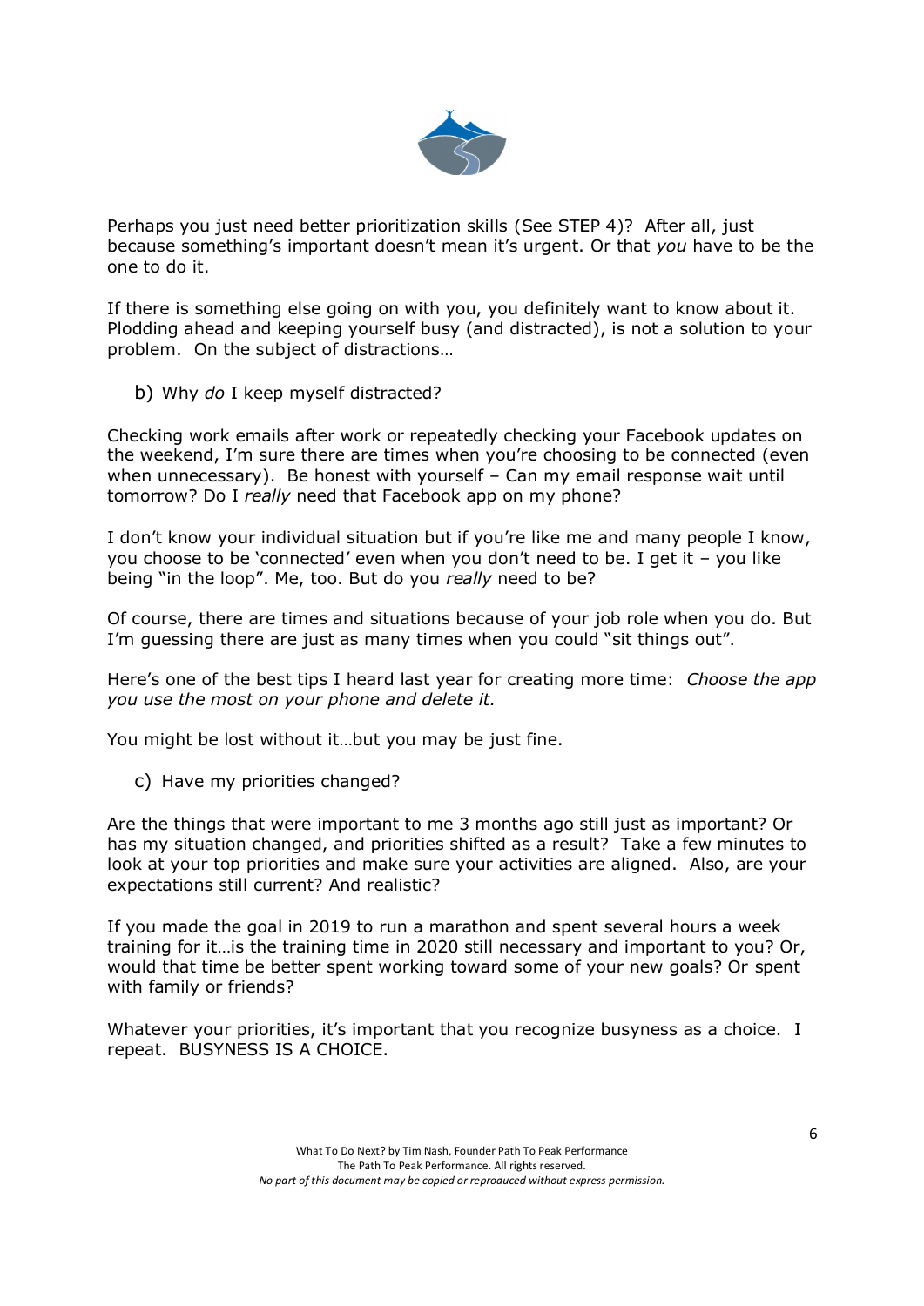Perhaps you just need better prioritization skills (See STEP 4)? After all, just because something's important doesn't mean it's urgent. Or that *you* have to be the one to do it.

If there is something else going on with you, you definitely want to know about it. Plodding ahead and keeping yourself busy (and distracted), is not a solution to your problem. On the subject of distractions…

b) Why *do* I keep myself distracted?

Checking work emails after work or repeatedly checking your Facebook updates on the weekend, I'm sure there are times when you're choosing to be connected (even when unnecessary). Be honest with yourself – Can my email response wait until tomorrow? Do I *really* need that Facebook app on my phone?

I don't know your individual situation but if you're like me and many people I know, you choose to be 'connected' even when you don't need to be. I get it – you like being "in the loop". Me, too. But do you *really* need to be?

Of course, there are times and situations because of your job role when you do. But I'm guessing there are just as many times when you could "sit things out".

Here's one of the best tips I heard last year for creating more time: *Choose the app you use the most on your phone and delete it.*

You might be lost without it…but you may be just fine.

c) Have my priorities changed?

Are the things that were important to me 3 months ago still just as important? Or has my situation changed, and priorities shifted as a result? Take a few minutes to look at your top priorities and make sure your activities are aligned. Also, are your expectations still current? And realistic?

If you made the goal in 2019 to run a marathon and spent several hours a week training for it…is the training time in 2020 still necessary and important to you? Or, would that time be better spent working toward some of your new goals? Or spent with family or friends?

Whatever your priorities, it's important that you recognize busyness as a choice. I repeat. BUSYNESS IS A CHOICE.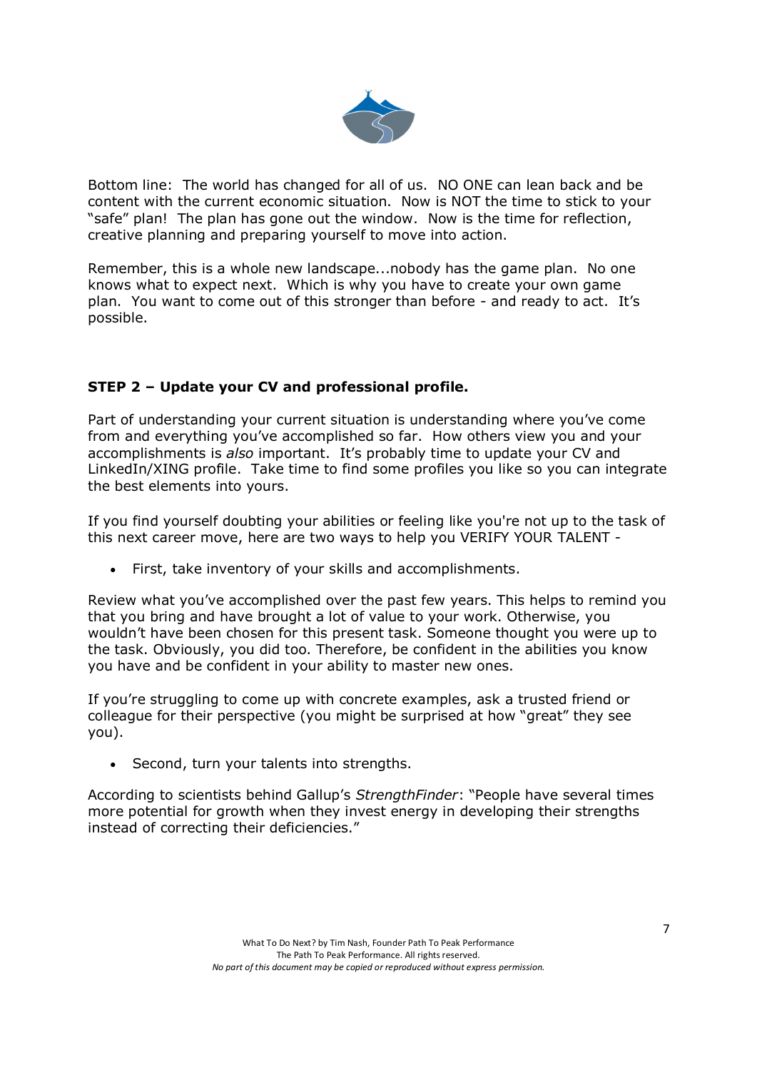Bottom line: The world has changed for all of us. NO ONE can lean back and be content with the current economic situation. Now is NOT the time to stick to your "safe" plan! The plan has gone out the window. Now is the time for reflection, creative planning and preparing yourself to move into action.

Remember, this is a whole new landscape...nobody has the game plan. No one knows what to expect next. Which is why you have to create your own game plan. You want to come out of this stronger than before - and ready to act. It's possible.

### STEP 2 – Update your CV and professional profile.

Part of understanding your current situation is understanding where you've come from and everything you've accomplished so far. How others view you and your accomplishments is *also* important. It's probably time to update your CV and LinkedIn/XING profile. Take time to find some profiles you like so you can integrate the best elements into yours.

If you find yourself doubting your abilities or feeling like you're not up to the task of this next career move, here are two ways to help you VERIFY YOUR TALENT -

- First, take inventory of your skills and accomplishments.

Review what you've accomplished over the past few years. This helps to remind you that you bring and have brought a lot of value to your work. Otherwise, you wouldn't have been chosen for this present task. Someone thought you were up to the task. Obviously, you did too. Therefore, be confident in the abilities you know you have and be confident in your ability to master new ones.

If you're struggling to come up with concrete examples, ask a trusted friend or colleague for their perspective (you might be surprised at how "great" they see you).

- Second, turn your talents into strengths.

According to scientists behind Gallup's *StrengthFinder*: "People have several times more potential for growth when they invest energy in developing their strengths instead of correcting their deficiencies."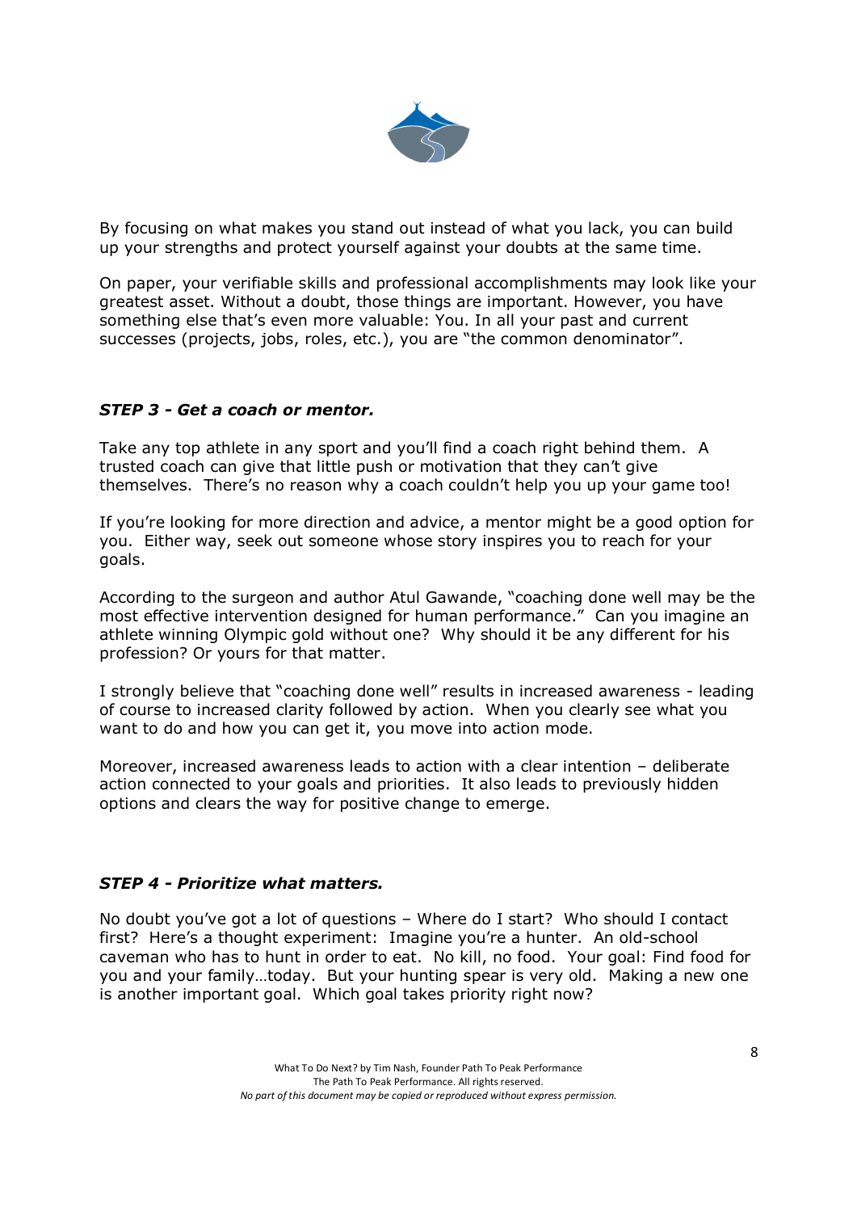By focusing on what makes you stand out instead of what you lack, you can build up your strengths and protect yourself against your doubts at the same time.

On paper, your verifiable skills and professional accomplishments may look like your greatest asset. Without a doubt, those things are important. However, you have something else that's even more valuable: You. In all your past and current successes (projects, jobs, roles, etc.), you are "the common denominator".

### ***STEP 3 - Get a coach or mentor.***

Take any top athlete in any sport and you'll find a coach right behind them. A trusted coach can give that little push or motivation that they can't give themselves. There's no reason why a coach couldn't help you up your game too!

If you're looking for more direction and advice, a mentor might be a good option for you. Either way, seek out someone whose story inspires you to reach for your goals.

According to the surgeon and author Atul Gawande, "coaching done well may be the most effective intervention designed for human performance." Can you imagine an athlete winning Olympic gold without one? Why should it be any different for his profession? Or yours for that matter.

I strongly believe that "coaching done well" results in increased awareness - leading of course to increased clarity followed by action. When you clearly see what you want to do and how you can get it, you move into action mode.

Moreover, increased awareness leads to action with a clear intention – deliberate action connected to your goals and priorities. It also leads to previously hidden options and clears the way for positive change to emerge.

### ***STEP 4 - Prioritize what matters.***

No doubt you've got a lot of questions – Where do I start? Who should I contact first? Here's a thought experiment: Imagine you're a hunter. An old-school caveman who has to hunt in order to eat. No kill, no food. Your goal: Find food for you and your family…today. But your hunting spear is very old. Making a new one is another important goal. Which goal takes priority right now?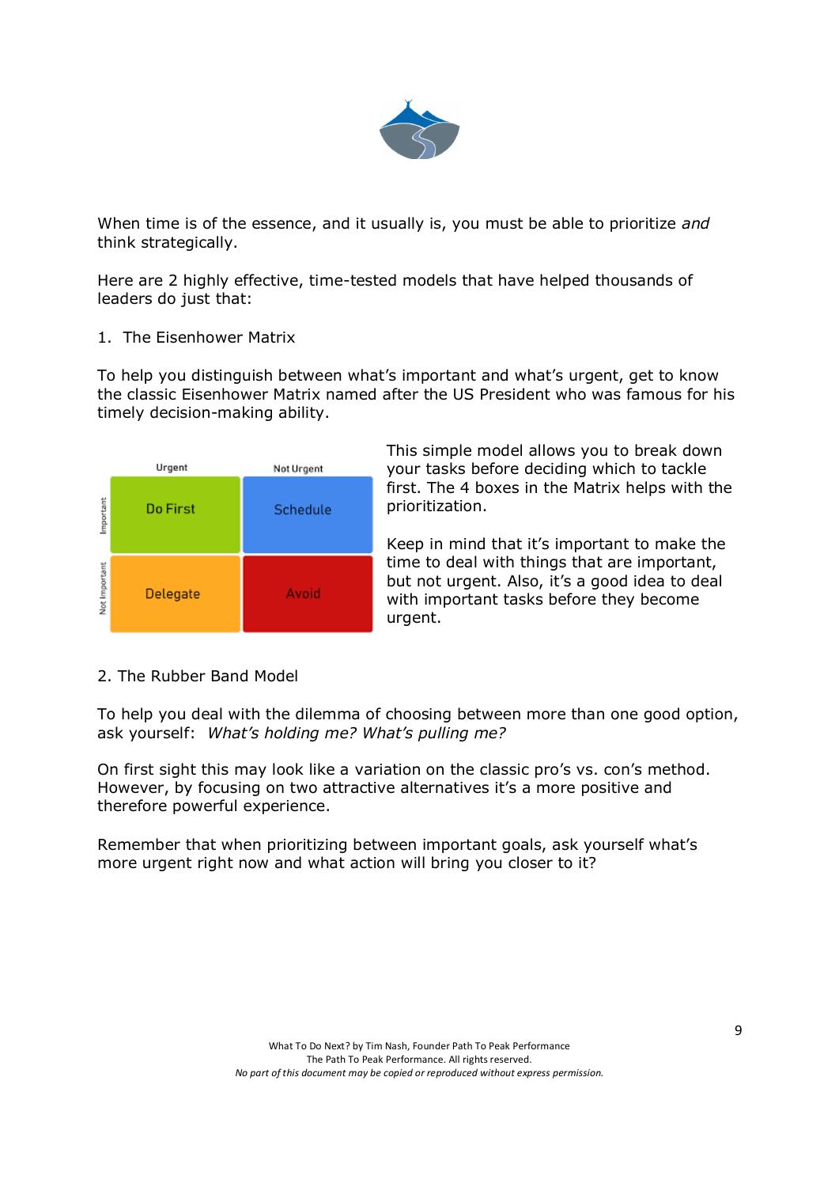When time is of the essence, and it usually is, you must be able to prioritize *and* think strategically.

Here are 2 highly effective, time-tested models that have helped thousands of leaders do just that:

1. The Eisenhower Matrix

To help you distinguish between what's important and what's urgent, get to know the classic Eisenhower Matrix named after the US President who was famous for his timely decision-making ability.

| | Urgent | Not Urgent |
|---|---|---|
| Important | Do First | Schedule |
| Not Important | Delegate | Avoid |

This simple model allows you to break down your tasks before deciding which to tackle first. The 4 boxes in the Matrix helps with the prioritization.

Keep in mind that it's important to make the time to deal with things that are important, but not urgent. Also, it's a good idea to deal with important tasks before they become urgent.

2. The Rubber Band Model

To help you deal with the dilemma of choosing between more than one good option, ask yourself: *What's holding me? What's pulling me?*

On first sight this may look like a variation on the classic pro's vs. con's method. However, by focusing on two attractive alternatives it's a more positive and therefore powerful experience.

Remember that when prioritizing between important goals, ask yourself what's more urgent right now and what action will bring you closer to it?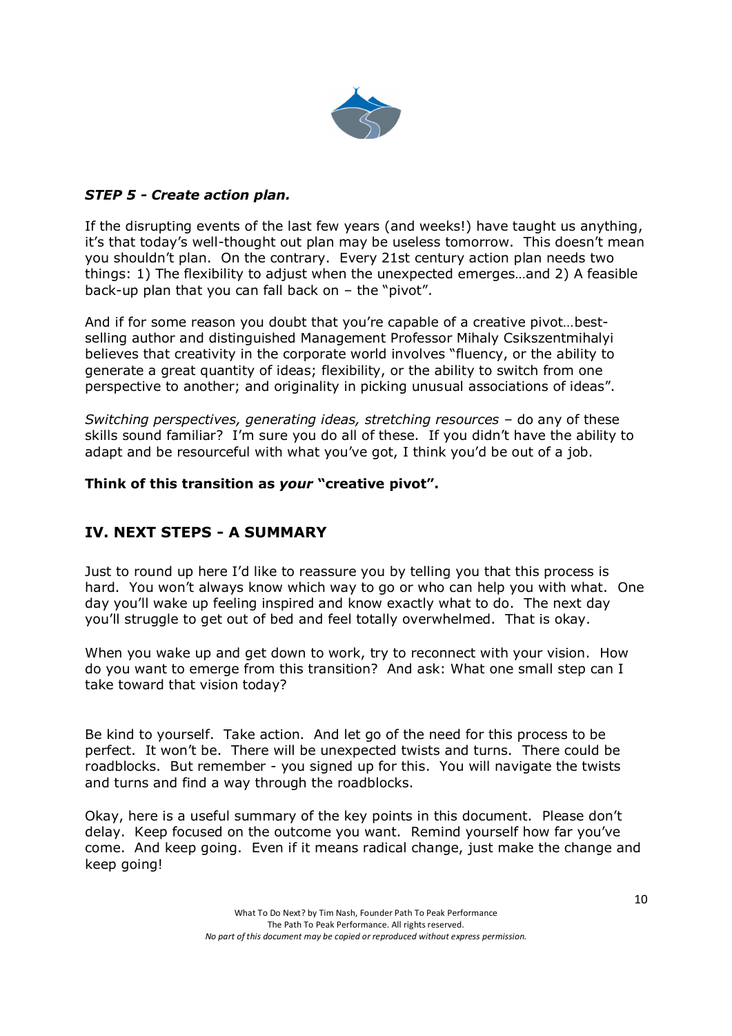### *STEP 5 - Create action plan.*

If the disrupting events of the last few years (and weeks!) have taught us anything, it's that today's well-thought out plan may be useless tomorrow. This doesn't mean you shouldn't plan. On the contrary. Every 21st century action plan needs two things: 1) The flexibility to adjust when the unexpected emerges…and 2) A feasible back-up plan that you can fall back on – the "pivot".

And if for some reason you doubt that you're capable of a creative pivot…best-selling author and distinguished Management Professor Mihaly Csikszentmihalyi believes that creativity in the corporate world involves "fluency, or the ability to generate a great quantity of ideas; flexibility, or the ability to switch from one perspective to another; and originality in picking unusual associations of ideas".

*Switching perspectives, generating ideas, stretching resources* – do any of these skills sound familiar? I'm sure you do all of these. If you didn't have the ability to adapt and be resourceful with what you've got, I think you'd be out of a job.

**Think of this transition as *your* "creative pivot".**

## IV. NEXT STEPS - A SUMMARY

Just to round up here I'd like to reassure you by telling you that this process is hard. You won't always know which way to go or who can help you with what. One day you'll wake up feeling inspired and know exactly what to do. The next day you'll struggle to get out of bed and feel totally overwhelmed. That is okay.

When you wake up and get down to work, try to reconnect with your vision. How do you want to emerge from this transition? And ask: What one small step can I take toward that vision today?

Be kind to yourself. Take action. And let go of the need for this process to be perfect. It won't be. There will be unexpected twists and turns. There could be roadblocks. But remember - you signed up for this. You will navigate the twists and turns and find a way through the roadblocks.

Okay, here is a useful summary of the key points in this document. Please don't delay. Keep focused on the outcome you want. Remind yourself how far you've come. And keep going. Even if it means radical change, just make the change and keep going!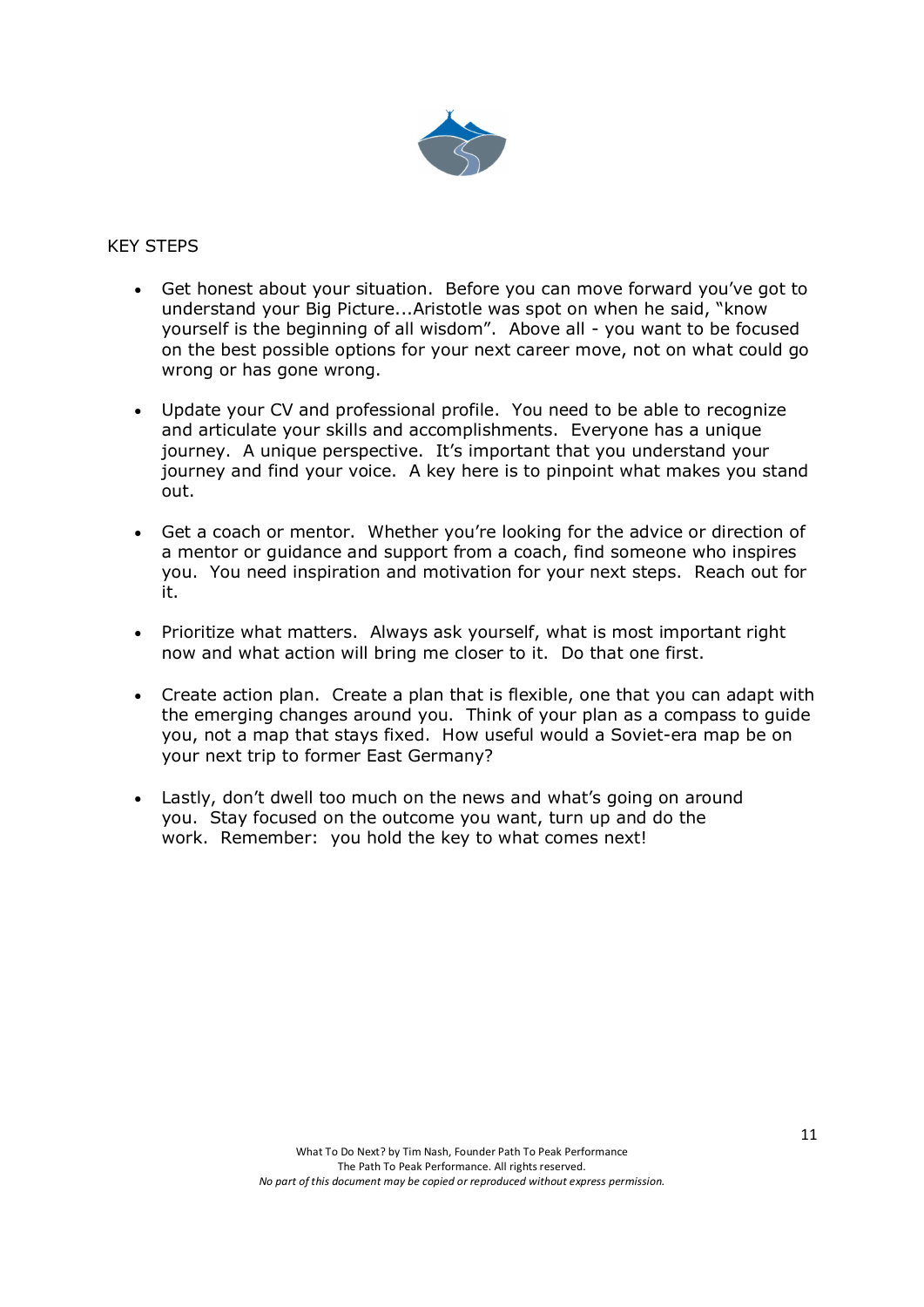KEY STEPS

- Get honest about your situation. Before you can move forward you've got to understand your Big Picture...Aristotle was spot on when he said, "know yourself is the beginning of all wisdom". Above all - you want to be focused on the best possible options for your next career move, not on what could go wrong or has gone wrong.

- Update your CV and professional profile. You need to be able to recognize and articulate your skills and accomplishments. Everyone has a unique journey. A unique perspective. It's important that you understand your journey and find your voice. A key here is to pinpoint what makes you stand out.

- Get a coach or mentor. Whether you're looking for the advice or direction of a mentor or guidance and support from a coach, find someone who inspires you. You need inspiration and motivation for your next steps. Reach out for it.

- Prioritize what matters. Always ask yourself, what is most important right now and what action will bring me closer to it. Do that one first.

- Create action plan. Create a plan that is flexible, one that you can adapt with the emerging changes around you. Think of your plan as a compass to guide you, not a map that stays fixed. How useful would a Soviet-era map be on your next trip to former East Germany?

- Lastly, don't dwell too much on the news and what's going on around you. Stay focused on the outcome you want, turn up and do the work. Remember: you hold the key to what comes next!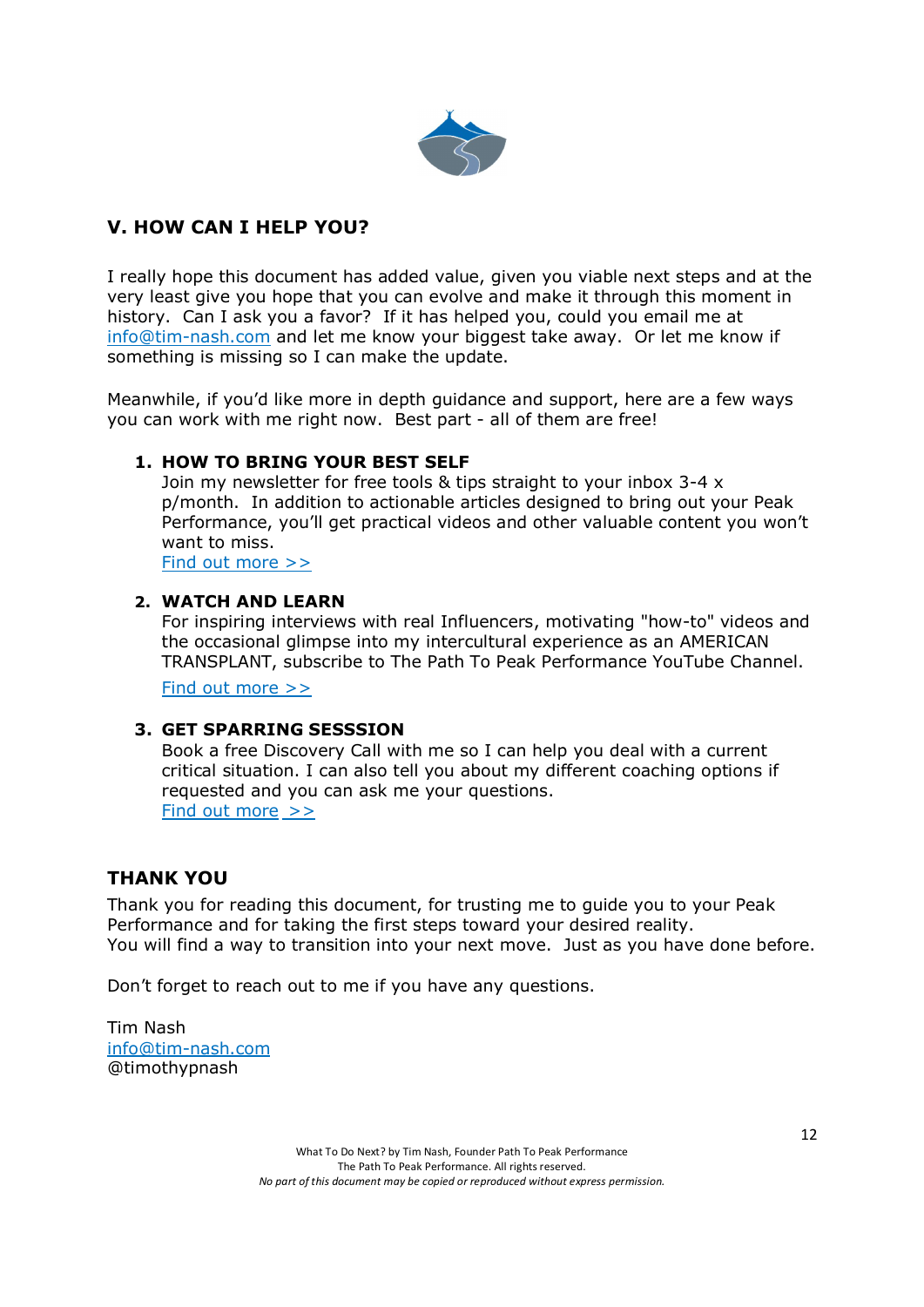## V. HOW CAN I HELP YOU?

I really hope this document has added value, given you viable next steps and at the very least give you hope that you can evolve and make it through this moment in history. Can I ask you a favor? If it has helped you, could you email me at info@tim-nash.com and let me know your biggest take away. Or let me know if something is missing so I can make the update.

Meanwhile, if you'd like more in depth guidance and support, here are a few ways you can work with me right now. Best part - all of them are free!

1. **HOW TO BRING YOUR BEST SELF**
   Join my newsletter for free tools & tips straight to your inbox 3-4 x p/month. In addition to actionable articles designed to bring out your Peak Performance, you'll get practical videos and other valuable content you won't want to miss.
   Find out more >>

2. **WATCH AND LEARN**
   For inspiring interviews with real Influencers, motivating "how-to" videos and the occasional glimpse into my intercultural experience as an AMERICAN TRANSPLANT, subscribe to The Path To Peak Performance YouTube Channel.
   Find out more >>

3. **GET SPARRING SESSSION**
   Book a free Discovery Call with me so I can help you deal with a current critical situation. I can also tell you about my different coaching options if requested and you can ask me your questions.
   Find out more >>

## THANK YOU

Thank you for reading this document, for trusting me to guide you to your Peak Performance and for taking the first steps toward your desired reality.
You will find a way to transition into your next move. Just as you have done before.

Don't forget to reach out to me if you have any questions.

Tim Nash
info@tim-nash.com
@timothypnash